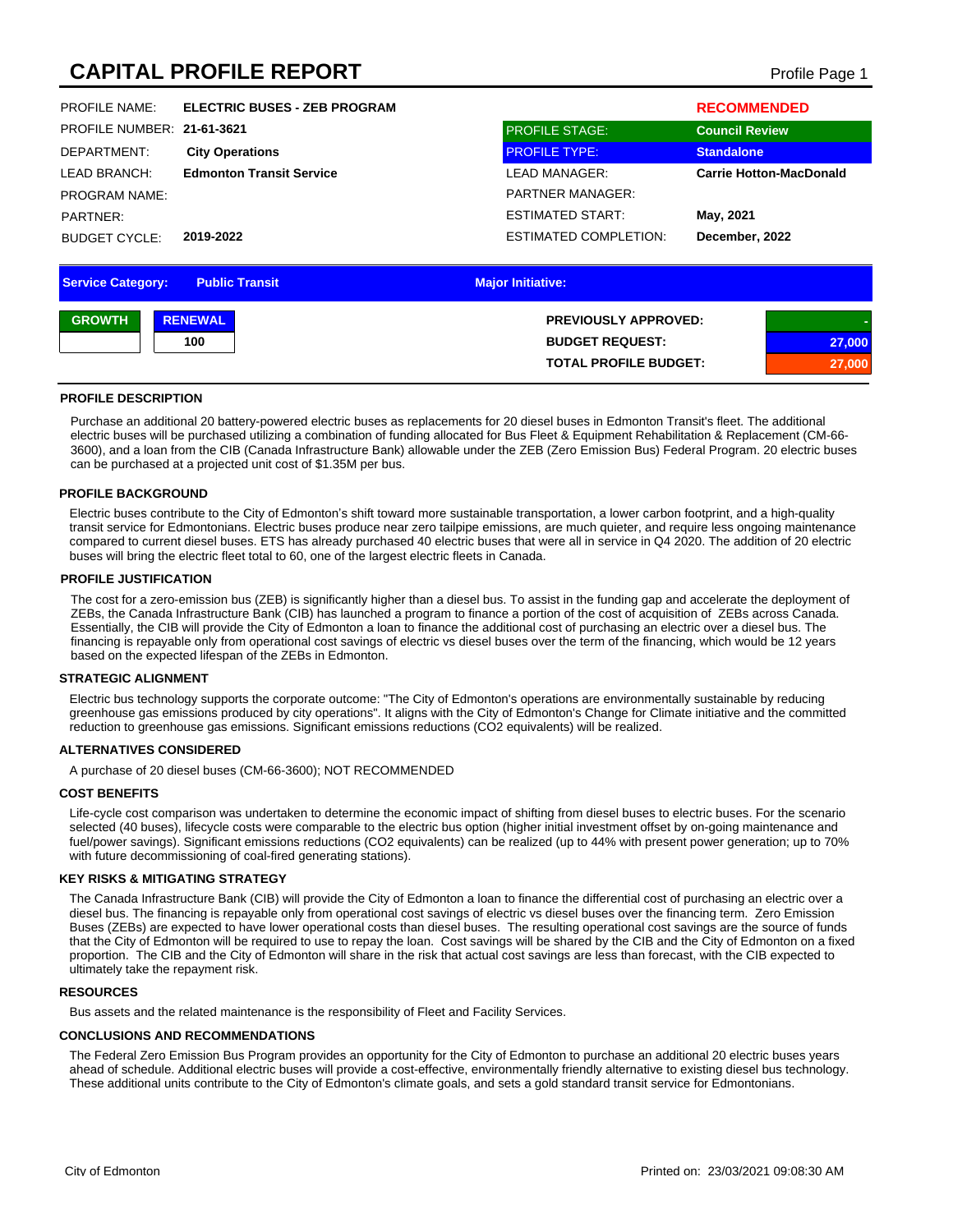# CAPITAL PROFILE REPORT

| | | | |
|---|---|---|---|
| PROFILE NAME: | **ELECTRIC BUSES - ZEB PROGRAM** | | **RECOMMENDED** |
| PROFILE NUMBER: | **21-61-3621** | PROFILE STAGE: | **Council Review** |
| DEPARTMENT: | **City Operations** | PROFILE TYPE: | **Standalone** |
| LEAD BRANCH: | **Edmonton Transit Service** | LEAD MANAGER: | **Carrie Hotton-MacDonald** |
| PROGRAM NAME: | | PARTNER MANAGER: | |
| PARTNER: | | ESTIMATED START: | **May, 2021** |
| BUDGET CYCLE: | **2019-2022** | ESTIMATED COMPLETION: | **December, 2022** |

**Service Category:** Public Transit | **Major Initiative:**

| GROWTH | RENEWAL |
|---|---|
| | 100 |

| | |
|---|---|
| **PREVIOUSLY APPROVED:** | - |
| **BUDGET REQUEST:** | 27,000 |
| **TOTAL PROFILE BUDGET:** | 27,000 |

### PROFILE DESCRIPTION

Purchase an additional 20 battery-powered electric buses as replacements for 20 diesel buses in Edmonton Transit's fleet. The additional electric buses will be purchased utilizing a combination of funding allocated for Bus Fleet & Equipment Rehabilitation & Replacement (CM-66-3600), and a loan from the CIB (Canada Infrastructure Bank) allowable under the ZEB (Zero Emission Bus) Federal Program. 20 electric buses can be purchased at a projected unit cost of $1.35M per bus.

### PROFILE BACKGROUND

Electric buses contribute to the City of Edmonton's shift toward more sustainable transportation, a lower carbon footprint, and a high-quality transit service for Edmontonians. Electric buses produce near zero tailpipe emissions, are much quieter, and require less ongoing maintenance compared to current diesel buses. ETS has already purchased 40 electric buses that were all in service in Q4 2020. The addition of 20 electric buses will bring the electric fleet total to 60, one of the largest electric fleets in Canada.

### PROFILE JUSTIFICATION

The cost for a zero-emission bus (ZEB) is significantly higher than a diesel bus. To assist in the funding gap and accelerate the deployment of ZEBs, the Canada Infrastructure Bank (CIB) has launched a program to finance a portion of the cost of acquisition of ZEBs across Canada. Essentially, the CIB will provide the City of Edmonton a loan to finance the additional cost of purchasing an electric over a diesel bus. The financing is repayable only from operational cost savings of electric vs diesel buses over the term of the financing, which would be 12 years based on the expected lifespan of the ZEBs in Edmonton.

### STRATEGIC ALIGNMENT

Electric bus technology supports the corporate outcome: "The City of Edmonton's operations are environmentally sustainable by reducing greenhouse gas emissions produced by city operations". It aligns with the City of Edmonton's Change for Climate initiative and the committed reduction to greenhouse gas emissions. Significant emissions reductions (CO2 equivalents) will be realized.

### ALTERNATIVES CONSIDERED

A purchase of 20 diesel buses (CM-66-3600); NOT RECOMMENDED

### COST BENEFITS

Life-cycle cost comparison was undertaken to determine the economic impact of shifting from diesel buses to electric buses. For the scenario selected (40 buses), lifecycle costs were comparable to the electric bus option (higher initial investment offset by on-going maintenance and fuel/power savings). Significant emissions reductions (CO2 equivalents) can be realized (up to 44% with present power generation; up to 70% with future decommissioning of coal-fired generating stations).

### KEY RISKS & MITIGATING STRATEGY

The Canada Infrastructure Bank (CIB) will provide the City of Edmonton a loan to finance the differential cost of purchasing an electric over a diesel bus. The financing is repayable only from operational cost savings of electric vs diesel buses over the financing term. Zero Emission Buses (ZEBs) are expected to have lower operational costs than diesel buses. The resulting operational cost savings are the source of funds that the City of Edmonton will be required to use to repay the loan. Cost savings will be shared by the CIB and the City of Edmonton on a fixed proportion. The CIB and the City of Edmonton will share in the risk that actual cost savings are less than forecast, with the CIB expected to ultimately take the repayment risk.

### RESOURCES

Bus assets and the related maintenance is the responsibility of Fleet and Facility Services.

### CONCLUSIONS AND RECOMMENDATIONS

The Federal Zero Emission Bus Program provides an opportunity for the City of Edmonton to purchase an additional 20 electric buses years ahead of schedule. Additional electric buses will provide a cost-effective, environmentally friendly alternative to existing diesel bus technology. These additional units contribute to the City of Edmonton's climate goals, and sets a gold standard transit service for Edmontonians.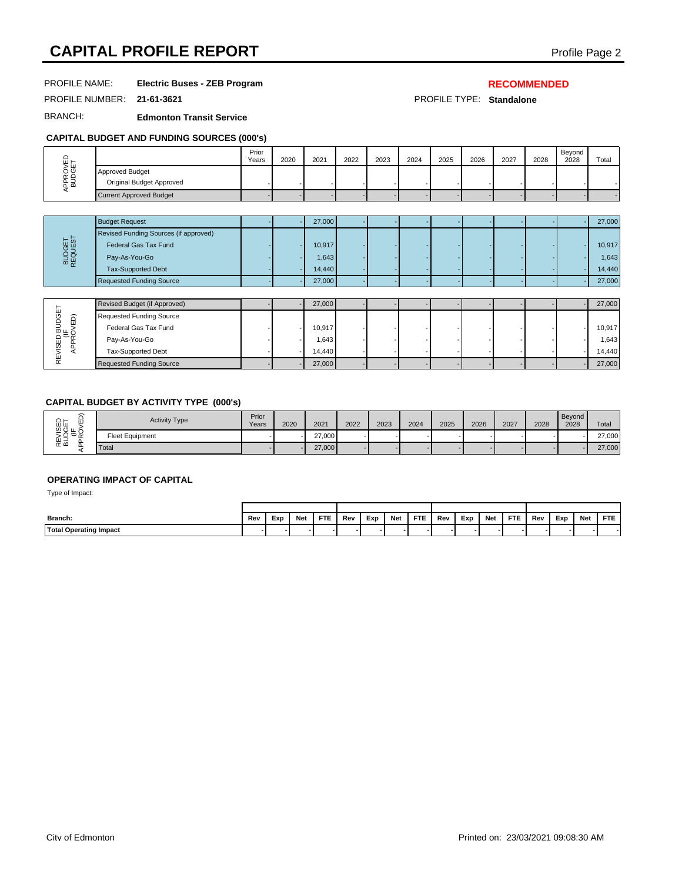# CAPITAL PROFILE REPORT

PROFILE NAME: **Electric Buses - ZEB Program**

**RECOMMENDED**

PROFILE NUMBER: **21-61-3621**

PROFILE TYPE: **Standalone**

BRANCH: **Edmonton Transit Service**

### CAPITAL BUDGET AND FUNDING SOURCES (000's)

| | | Prior Years | 2020 | 2021 | 2022 | 2023 | 2024 | 2025 | 2026 | 2027 | 2028 | Beyond 2028 | Total |
|---|---|---|---|---|---|---|---|---|---|---|---|---|---|
| APPROVED BUDGET | Approved Budget | | | | | | | | | | | | |
| | Original Budget Approved | - | - | - | - | - | - | - | - | - | - | - | - |
| | Current Approved Budget | - | - | - | - | - | - | - | - | - | - | - | - |
| BUDGET REQUEST | Budget Request | - | - | 27,000 | - | - | - | - | - | - | - | - | 27,000 |
| | Revised Funding Sources (if approved) | | | | | | | | | | | | |
| | Federal Gas Tax Fund | - | - | 10,917 | - | - | - | - | - | - | - | - | 10,917 |
| | Pay-As-You-Go | - | - | 1,643 | - | - | - | - | - | - | - | - | 1,643 |
| | Tax-Supported Debt | - | - | 14,440 | - | - | - | - | - | - | - | - | 14,440 |
| | Requested Funding Source | - | - | 27,000 | - | - | - | - | - | - | - | - | 27,000 |
| REVISED BUDGET (IF APPROVED) | Revised Budget (if Approved) | - | - | 27,000 | - | - | - | - | - | - | - | - | 27,000 |
| | Requested Funding Source | | | | | | | | | | | | |
| | Federal Gas Tax Fund | - | - | 10,917 | - | - | - | - | - | - | - | - | 10,917 |
| | Pay-As-You-Go | - | - | 1,643 | - | - | - | - | - | - | - | - | 1,643 |
| | Tax-Supported Debt | - | - | 14,440 | - | - | - | - | - | - | - | - | 14,440 |
| | Requested Funding Source | - | - | 27,000 | - | - | - | - | - | - | - | - | 27,000 |

### CAPITAL BUDGET BY ACTIVITY TYPE (000's)

| | Activity Type | Prior Years | 2020 | 2021 | 2022 | 2023 | 2024 | 2025 | 2026 | 2027 | 2028 | Beyond 2028 | Total |
|---|---|---|---|---|---|---|---|---|---|---|---|---|---|
| REVISED BUDGET (IF APPROVED) | Fleet Equipment | - | - | 27,000 | - | - | - | - | - | - | - | - | 27,000 |
| | Total | - | - | 27,000 | - | - | - | - | - | - | - | - | 27,000 |

### OPERATING IMPACT OF CAPITAL

Type of Impact:

| Branch: | Rev | Exp | Net | FTE | Rev | Exp | Net | FTE | Rev | Exp | Net | FTE | Rev | Exp | Net | FTE |
|---|---|---|---|---|---|---|---|---|---|---|---|---|---|---|---|---|
| **Total Operating Impact** | - | - | - | - | - | - | - | - | - | - | - | - | - | - | - | - |